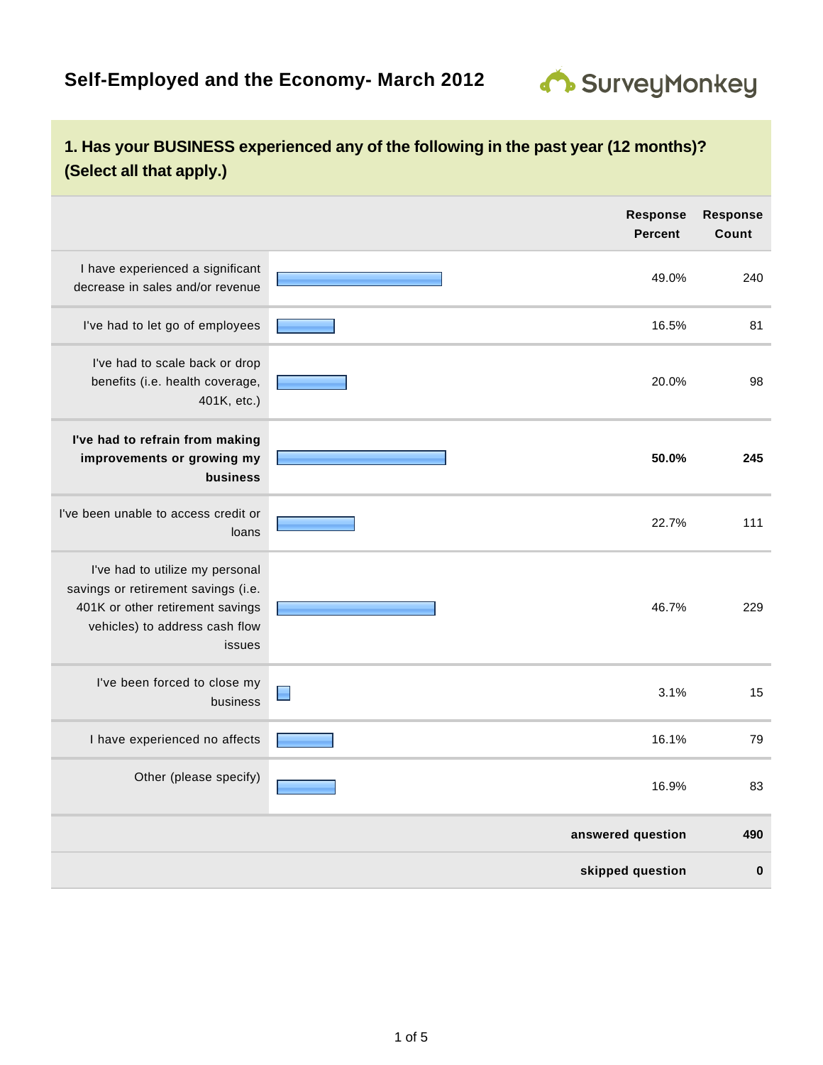# Self-Employed and the Economy- March 2012

## 1. Has your BUSINESS experienced any of the following in the past year (12 months)? (Select all that apply.)

| | Response Percent | Response Count |
|---|---|---|
| I have experienced a significant decrease in sales and/or revenue | 49.0% | 240 |
| I've had to let go of employees | 16.5% | 81 |
| I've had to scale back or drop benefits (i.e. health coverage, 401K, etc.) | 20.0% | 98 |
| **I've had to refrain from making improvements or growing my business** | **50.0%** | **245** |
| I've been unable to access credit or loans | 22.7% | 111 |
| I've had to utilize my personal savings or retirement savings (i.e. 401K or other retirement savings vehicles) to address cash flow issues | 46.7% | 229 |
| I've been forced to close my business | 3.1% | 15 |
| I have experienced no affects | 16.1% | 79 |
| Other (please specify) | 16.9% | 83 |
| | **answered question** | **490** |
| | **skipped question** | **0** |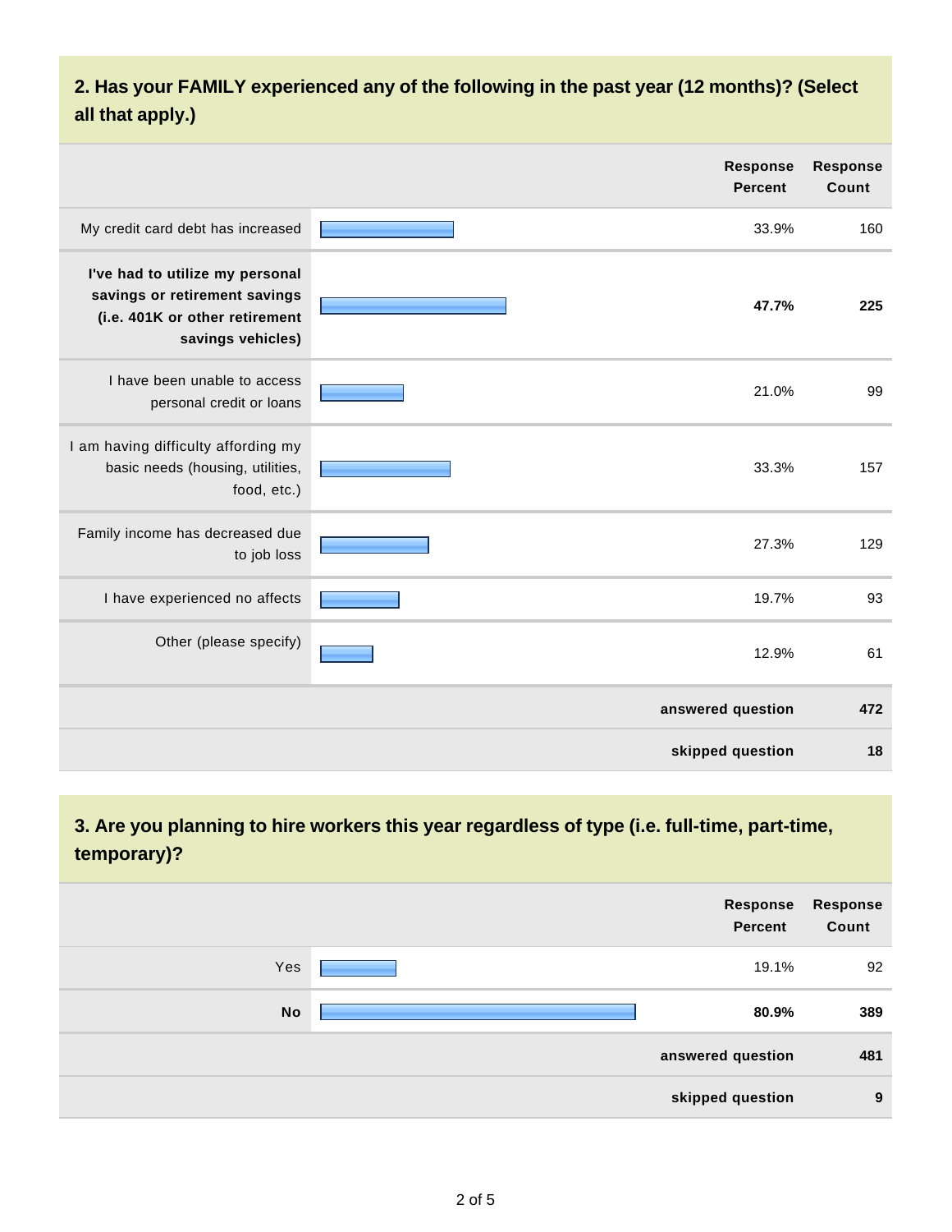## 2. Has your FAMILY experienced any of the following in the past year (12 months)? (Select all that apply.)

| | Response Percent | Response Count |
|---|---|---|
| My credit card debt has increased | 33.9% | 160 |
| **I've had to utilize my personal savings or retirement savings (i.e. 401K or other retirement savings vehicles)** | **47.7%** | **225** |
| I have been unable to access personal credit or loans | 21.0% | 99 |
| I am having difficulty affording my basic needs (housing, utilities, food, etc.) | 33.3% | 157 |
| Family income has decreased due to job loss | 27.3% | 129 |
| I have experienced no affects | 19.7% | 93 |
| Other (please specify) | 12.9% | 61 |
| | **answered question** | **472** |
| | **skipped question** | **18** |

## 3. Are you planning to hire workers this year regardless of type (i.e. full-time, part-time, temporary)?

| | Response Percent | Response Count |
|---|---|---|
| Yes | 19.1% | 92 |
| **No** | **80.9%** | **389** |
| | **answered question** | **481** |
| | **skipped question** | **9** |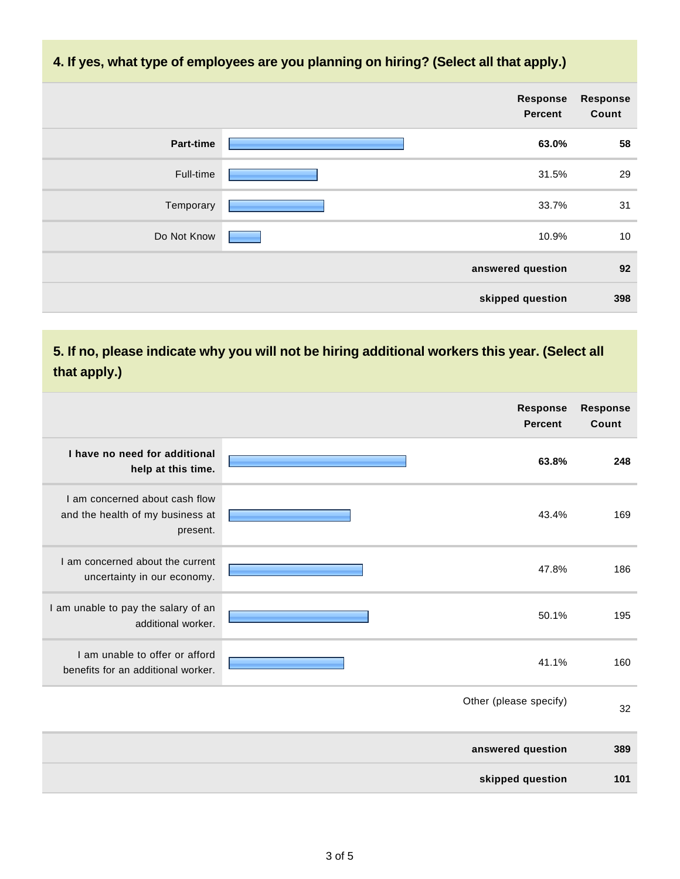## 4. If yes, what type of employees are you planning on hiring? (Select all that apply.)

| | Response Percent | Response Count |
|---|---|---|
| **Part-time** | **63.0%** | **58** |
| Full-time | 31.5% | 29 |
| Temporary | 33.7% | 31 |
| Do Not Know | 10.9% | 10 |
| | **answered question** | **92** |
| | **skipped question** | **398** |

## 5. If no, please indicate why you will not be hiring additional workers this year. (Select all that apply.)

| | Response Percent | Response Count |
|---|---|---|
| **I have no need for additional help at this time.** | **63.8%** | **248** |
| I am concerned about cash flow and the health of my business at present. | 43.4% | 169 |
| I am concerned about the current uncertainty in our economy. | 47.8% | 186 |
| I am unable to pay the salary of an additional worker. | 50.1% | 195 |
| I am unable to offer or afford benefits for an additional worker. | 41.1% | 160 |
| | Other (please specify) | 32 |
| | **answered question** | **389** |
| | **skipped question** | **101** |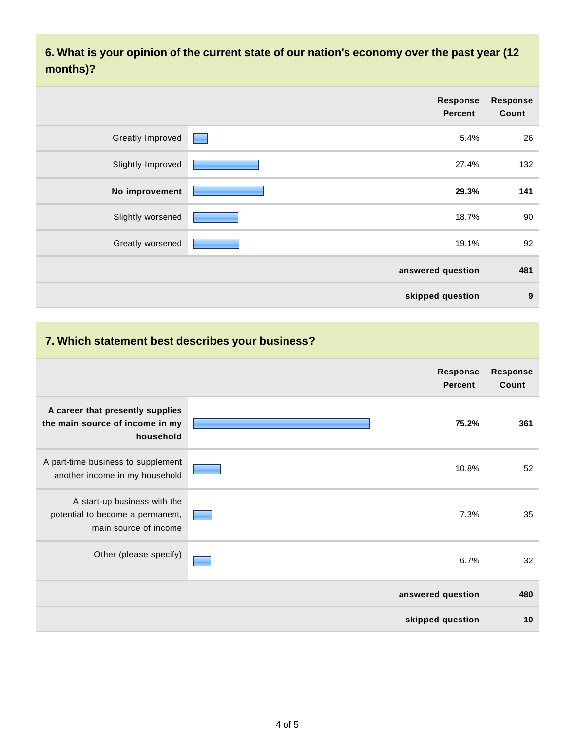## 6. What is your opinion of the current state of our nation's economy over the past year (12 months)?

| | Response Percent | Response Count |
|---|---|---|
| Greatly Improved | 5.4% | 26 |
| Slightly Improved | 27.4% | 132 |
| **No improvement** | **29.3%** | **141** |
| Slightly worsened | 18.7% | 90 |
| Greatly worsened | 19.1% | 92 |
| | **answered question** | **481** |
| | **skipped question** | **9** |

## 7. Which statement best describes your business?

| | Response Percent | Response Count |
|---|---|---|
| **A career that presently supplies the main source of income in my household** | **75.2%** | **361** |
| A part-time business to supplement another income in my household | 10.8% | 52 |
| A start-up business with the potential to become a permanent, main source of income | 7.3% | 35 |
| Other (please specify) | 6.7% | 32 |
| | **answered question** | **480** |
| | **skipped question** | **10** |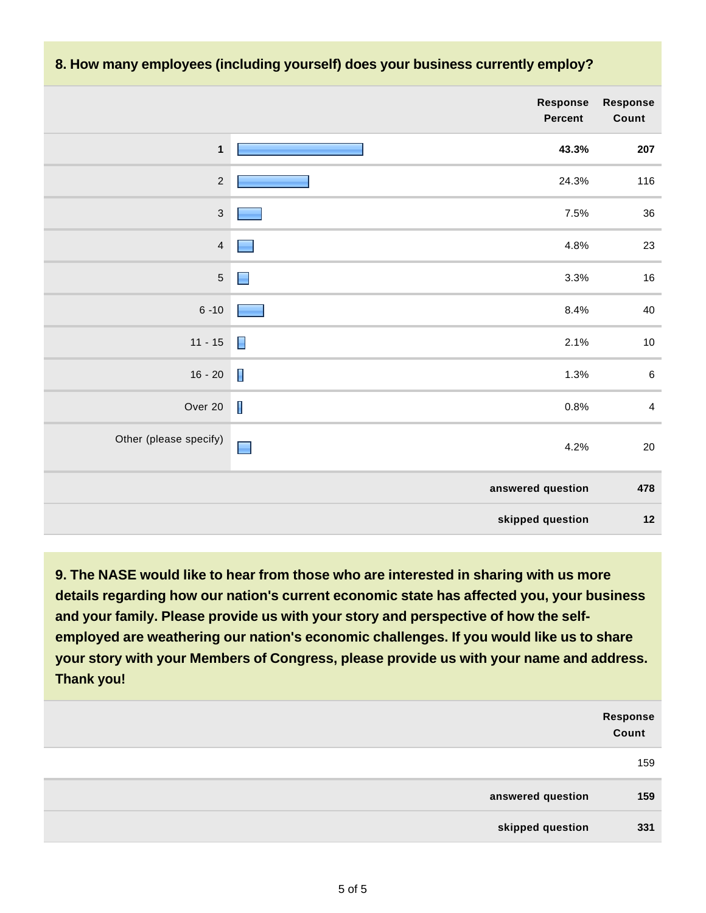## 8. How many employees (including yourself) does your business currently employ?

| | Response Percent | Response Count |
|---|---|---|
| **1** | **43.3%** | **207** |
| 2 | 24.3% | 116 |
| 3 | 7.5% | 36 |
| 4 | 4.8% | 23 |
| 5 | 3.3% | 16 |
| 6 -10 | 8.4% | 40 |
| 11 - 15 | 2.1% | 10 |
| 16 - 20 | 1.3% | 6 |
| Over 20 | 0.8% | 4 |
| Other (please specify) | 4.2% | 20 |
| | **answered question** | **478** |
| | **skipped question** | **12** |

## 9. The NASE would like to hear from those who are interested in sharing with us more details regarding how our nation's current economic state has affected you, your business and your family. Please provide us with your story and perspective of how the self-employed are weathering our nation's economic challenges. If you would like us to share your story with your Members of Congress, please provide us with your name and address. Thank you!

| | Response Count |
|---|---|
| | 159 |
| **answered question** | **159** |
| **skipped question** | **331** |